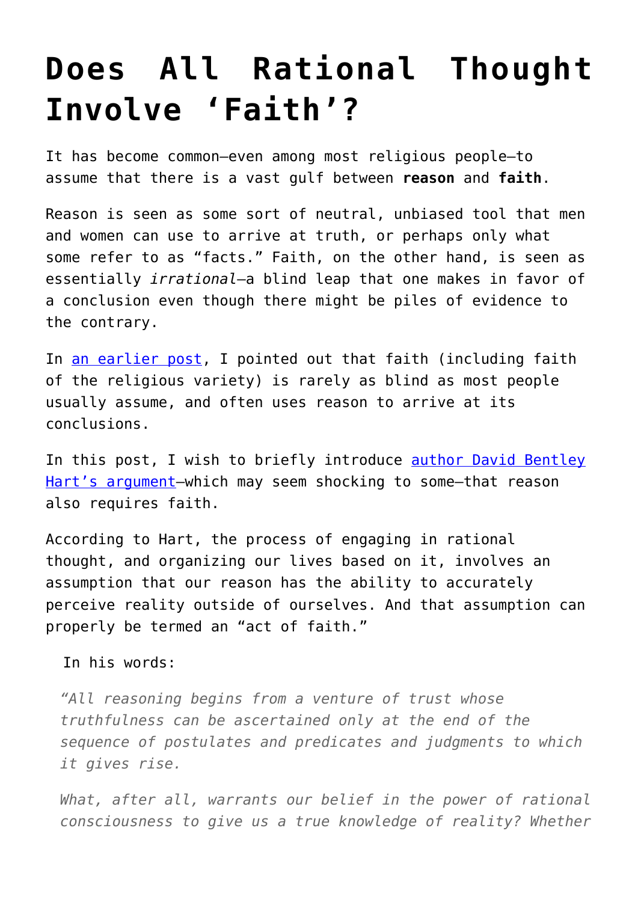# Does All Rational Thought Involve 'Faith'?

It has become common—even among most religious people—to assume that there is a vast gulf between **reason** and **faith**.

Reason is seen as some sort of neutral, unbiased tool that men and women can use to arrive at truth, or perhaps only what some refer to as "facts." Faith, on the other hand, is seen as essentially *irrational*—a blind leap that one makes in favor of a conclusion even though there might be piles of evidence to the contrary.

In an earlier post, I pointed out that faith (including faith of the religious variety) is rarely as blind as most people usually assume, and often uses reason to arrive at its conclusions.

In this post, I wish to briefly introduce author David Bentley Hart's argument—which may seem shocking to some—that reason also requires faith.

According to Hart, the process of engaging in rational thought, and organizing our lives based on it, involves an assumption that our reason has the ability to accurately perceive reality outside of ourselves. And that assumption can properly be termed an "act of faith."

In his words:

> *"All reasoning begins from a venture of trust whose truthfulness can be ascertained only at the end of the sequence of postulates and predicates and judgments to which it gives rise.*
>
> *What, after all, warrants our belief in the power of rational consciousness to give us a true knowledge of reality? Whether*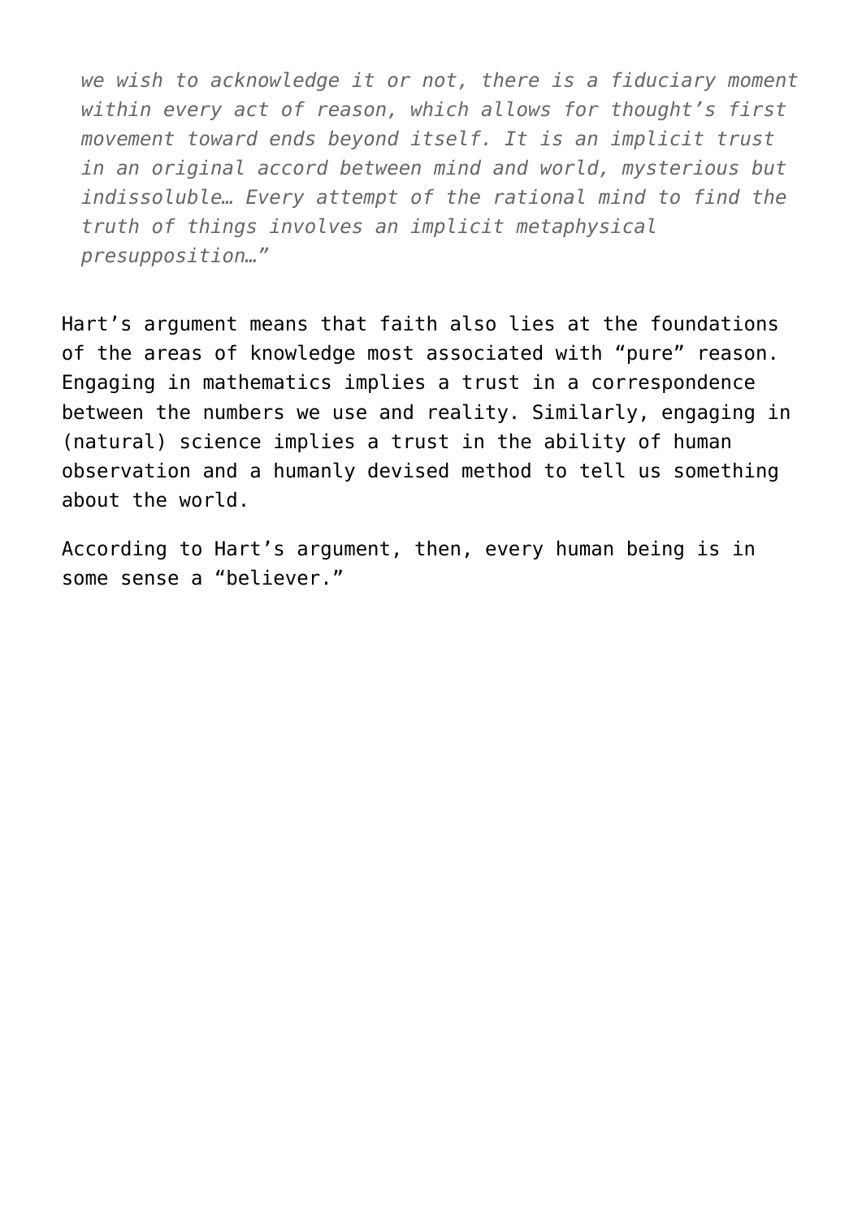> *we wish to acknowledge it or not, there is a fiduciary moment within every act of reason, which allows for thought's first movement toward ends beyond itself. It is an implicit trust in an original accord between mind and world, mysterious but indissoluble… Every attempt of the rational mind to find the truth of things involves an implicit metaphysical presupposition…"*

Hart's argument means that faith also lies at the foundations of the areas of knowledge most associated with "pure" reason. Engaging in mathematics implies a trust in a correspondence between the numbers we use and reality. Similarly, engaging in (natural) science implies a trust in the ability of human observation and a humanly devised method to tell us something about the world.

According to Hart's argument, then, every human being is in some sense a "believer."